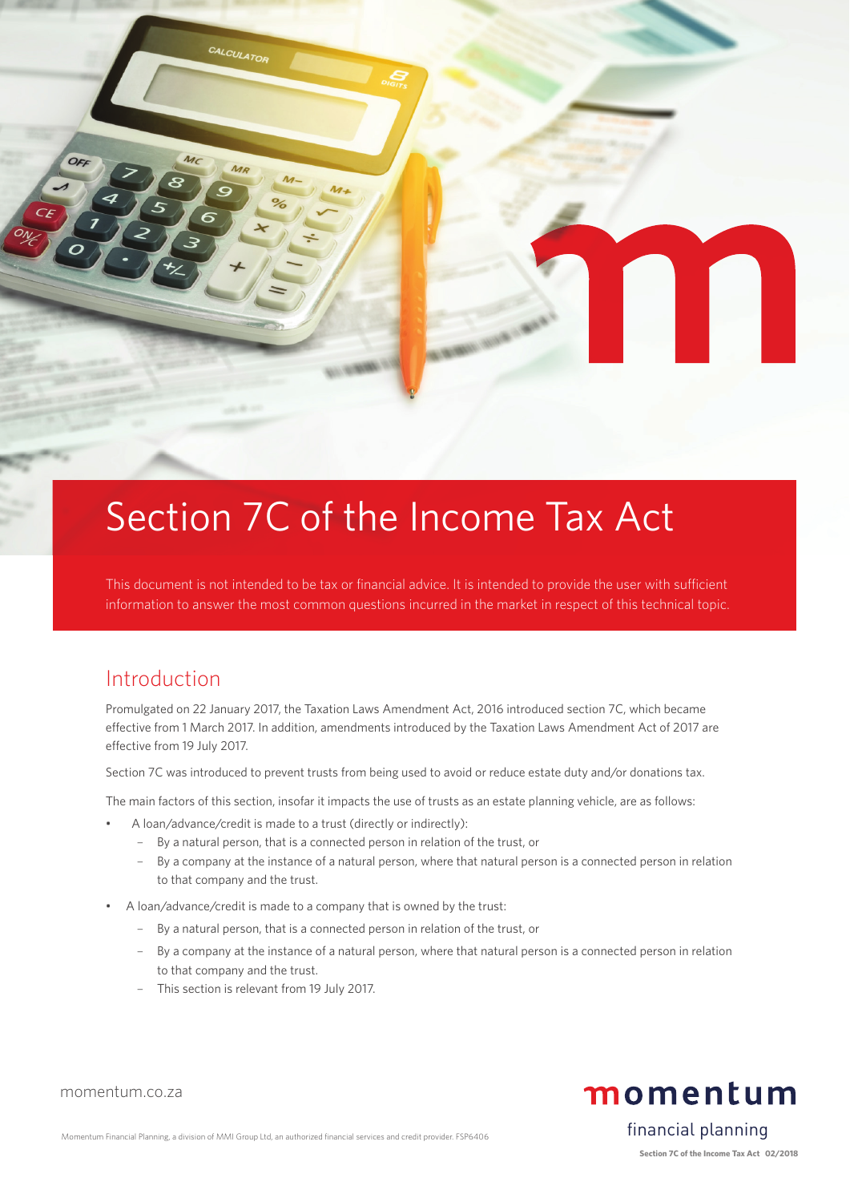# Section 7C of the Income Tax Act

This document is not intended to be tax or financial advice. It is intended to provide the user with sufficient information to answer the most common questions incurred in the market in respect of this technical topic.

## Introduction

Promulgated on 22 January 2017, the Taxation Laws Amendment Act, 2016 introduced section 7C, which became effective from 1 March 2017. In addition, amendments introduced by the Taxation Laws Amendment Act of 2017 are effective from 19 July 2017.

Section 7C was introduced to prevent trusts from being used to avoid or reduce estate duty and/or donations tax.

The main factors of this section, insofar it impacts the use of trusts as an estate planning vehicle, are as follows:

- A loan/advance/credit is made to a trust (directly or indirectly):
  - By a natural person, that is a connected person in relation of the trust, or
  - By a company at the instance of a natural person, where that natural person is a connected person in relation to that company and the trust.
- A loan/advance/credit is made to a company that is owned by the trust:
  - By a natural person, that is a connected person in relation of the trust, or
  - By a company at the instance of a natural person, where that natural person is a connected person in relation to that company and the trust.
  - This section is relevant from 19 July 2017.

momentum.co.za

Momentum Financial Planning, a division of MMI Group Ltd, an authorized financial services and credit provider. FSP6406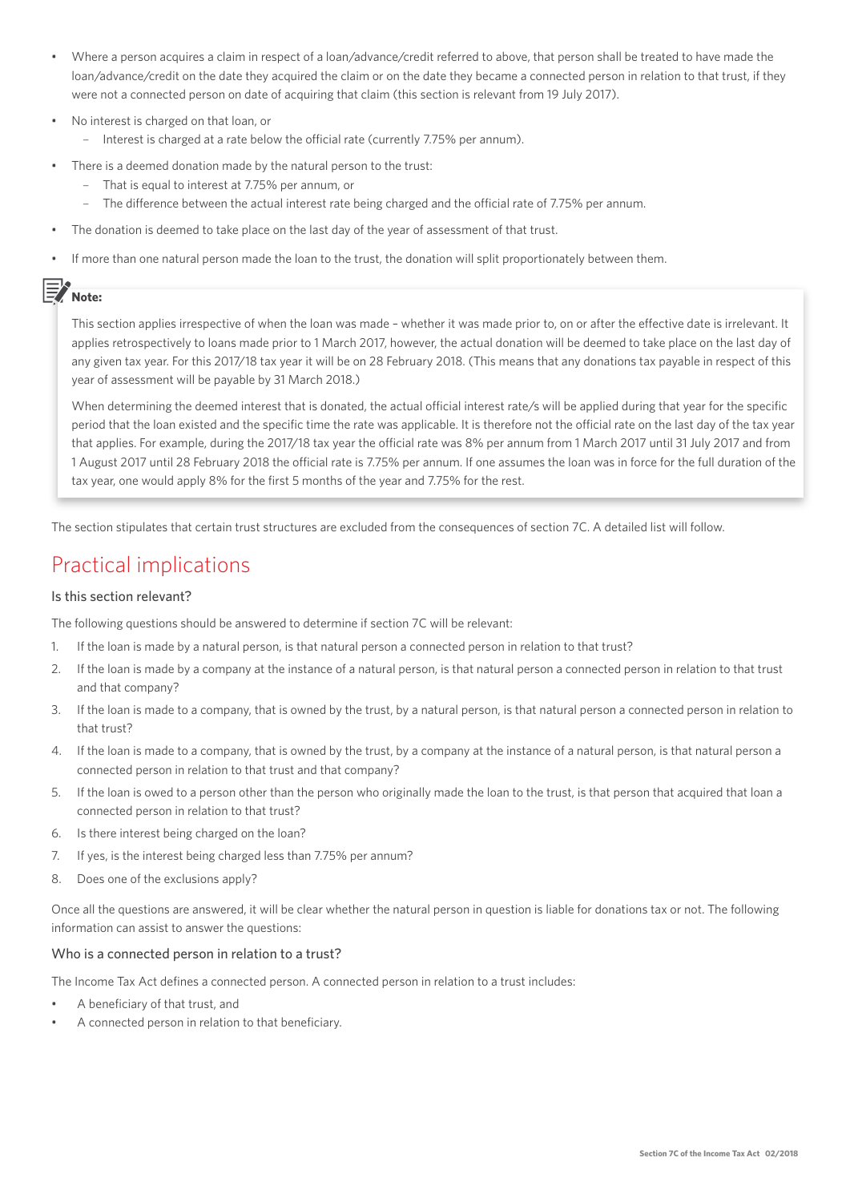- Where a person acquires a claim in respect of a loan/advance/credit referred to above, that person shall be treated to have made the loan/advance/credit on the date they acquired the claim or on the date they became a connected person in relation to that trust, if they were not a connected person on date of acquiring that claim (this section is relevant from 19 July 2017).
- No interest is charged on that loan, or
  - Interest is charged at a rate below the official rate (currently 7.75% per annum).
- There is a deemed donation made by the natural person to the trust:
  - That is equal to interest at 7.75% per annum, or
  - The difference between the actual interest rate being charged and the official rate of 7.75% per annum.
- The donation is deemed to take place on the last day of the year of assessment of that trust.
- If more than one natural person made the loan to the trust, the donation will split proportionately between them.

**Note:**

This section applies irrespective of when the loan was made – whether it was made prior to, on or after the effective date is irrelevant. It applies retrospectively to loans made prior to 1 March 2017, however, the actual donation will be deemed to take place on the last day of any given tax year. For this 2017/18 tax year it will be on 28 February 2018. (This means that any donations tax payable in respect of this year of assessment will be payable by 31 March 2018.)

When determining the deemed interest that is donated, the actual official interest rate/s will be applied during that year for the specific period that the loan existed and the specific time the rate was applicable. It is therefore not the official rate on the last day of the tax year that applies. For example, during the 2017/18 tax year the official rate was 8% per annum from 1 March 2017 until 31 July 2017 and from 1 August 2017 until 28 February 2018 the official rate is 7.75% per annum. If one assumes the loan was in force for the full duration of the tax year, one would apply 8% for the first 5 months of the year and 7.75% for the rest.

The section stipulates that certain trust structures are excluded from the consequences of section 7C. A detailed list will follow.

## Practical implications

### Is this section relevant?

The following questions should be answered to determine if section 7C will be relevant:

1. If the loan is made by a natural person, is that natural person a connected person in relation to that trust?
2. If the loan is made by a company at the instance of a natural person, is that natural person a connected person in relation to that trust and that company?
3. If the loan is made to a company, that is owned by the trust, by a natural person, is that natural person a connected person in relation to that trust?
4. If the loan is made to a company, that is owned by the trust, by a company at the instance of a natural person, is that natural person a connected person in relation to that trust and that company?
5. If the loan is owed to a person other than the person who originally made the loan to the trust, is that person that acquired that loan a connected person in relation to that trust?
6. Is there interest being charged on the loan?
7. If yes, is the interest being charged less than 7.75% per annum?
8. Does one of the exclusions apply?

Once all the questions are answered, it will be clear whether the natural person in question is liable for donations tax or not. The following information can assist to answer the questions:

### Who is a connected person in relation to a trust?

The Income Tax Act defines a connected person. A connected person in relation to a trust includes:

- A beneficiary of that trust, and
- A connected person in relation to that beneficiary.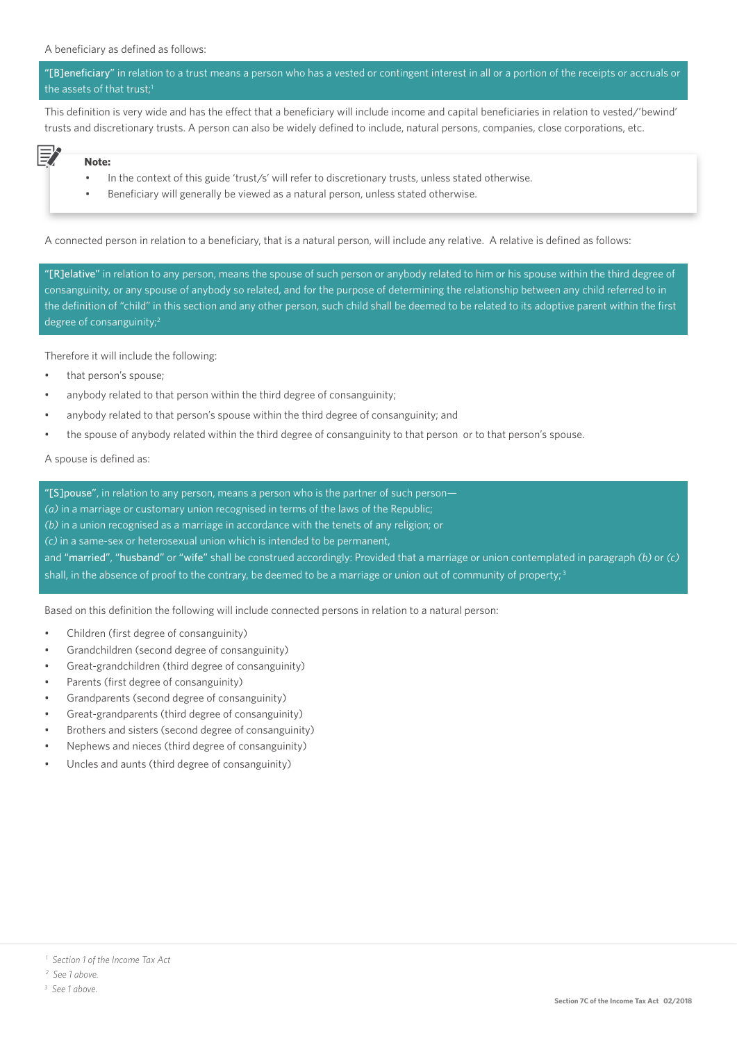A beneficiary as defined as follows:

> "[B]eneficiary" in relation to a trust means a person who has a vested or contingent interest in all or a portion of the receipts or accruals or the assets of that trust;[1]

This definition is very wide and has the effect that a beneficiary will include income and capital beneficiaries in relation to vested/'bewind' trusts and discretionary trusts. A person can also be widely defined to include, natural persons, companies, close corporations, etc.

**Note:**

- In the context of this guide 'trust/s' will refer to discretionary trusts, unless stated otherwise.
- Beneficiary will generally be viewed as a natural person, unless stated otherwise.

A connected person in relation to a beneficiary, that is a natural person, will include any relative. A relative is defined as follows:

> "[R]elative" in relation to any person, means the spouse of such person or anybody related to him or his spouse within the third degree of consanguinity, or any spouse of anybody so related, and for the purpose of determining the relationship between any child referred to in the definition of "child" in this section and any other person, such child shall be deemed to be related to its adoptive parent within the first degree of consanguinity;[2]

Therefore it will include the following:

- that person's spouse;
- anybody related to that person within the third degree of consanguinity;
- anybody related to that person's spouse within the third degree of consanguinity; and
- the spouse of anybody related within the third degree of consanguinity to that person or to that person's spouse.

A spouse is defined as:

> "[S]pouse", in relation to any person, means a person who is the partner of such person—
> *(a)* in a marriage or customary union recognised in terms of the laws of the Republic;
> *(b)* in a union recognised as a marriage in accordance with the tenets of any religion; or
> *(c)* in a same-sex or heterosexual union which is intended to be permanent,
> and "married", "husband" or "wife" shall be construed accordingly: Provided that a marriage or union contemplated in paragraph *(b)* or *(c)* shall, in the absence of proof to the contrary, be deemed to be a marriage or union out of community of property;[3]

Based on this definition the following will include connected persons in relation to a natural person:

- Children (first degree of consanguinity)
- Grandchildren (second degree of consanguinity)
- Great-grandchildren (third degree of consanguinity)
- Parents (first degree of consanguinity)
- Grandparents (second degree of consanguinity)
- Great-grandparents (third degree of consanguinity)
- Brothers and sisters (second degree of consanguinity)
- Nephews and nieces (third degree of consanguinity)
- Uncles and aunts (third degree of consanguinity)

---

[1] *Section 1 of the Income Tax Act*

[2] *See 1 above.*

[3] *See 1 above.*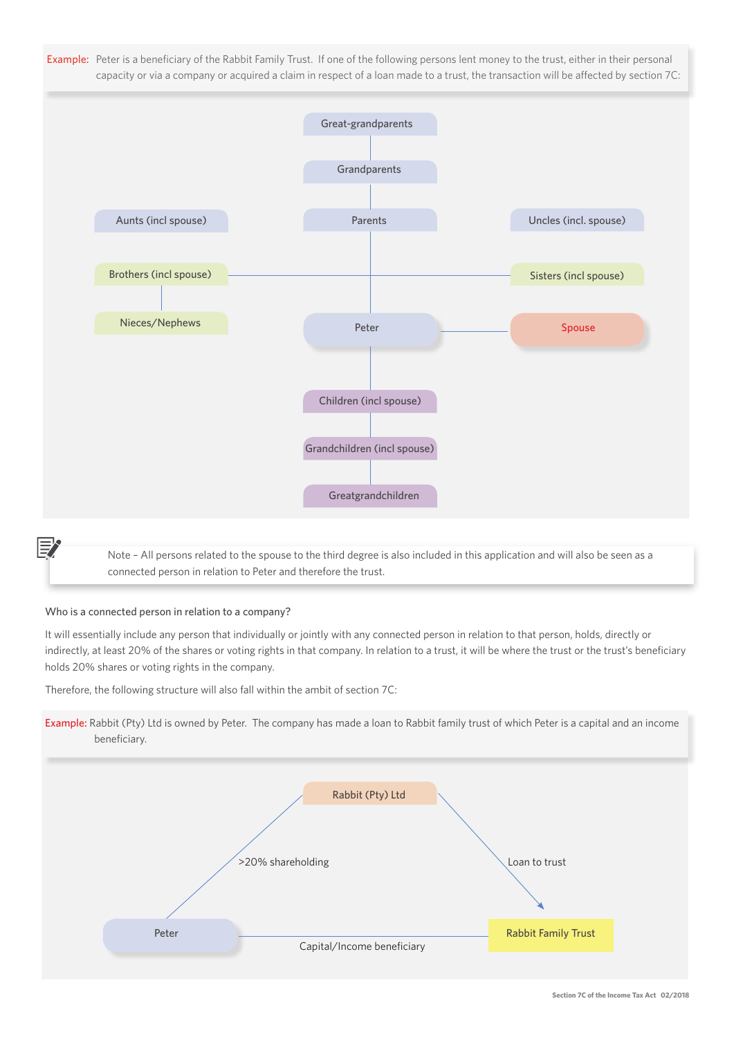Example: Peter is a beneficiary of the Rabbit Family Trust. If one of the following persons lent money to the trust, either in their personal capacity or via a company or acquired a claim in respect of a loan made to a trust, the transaction will be affected by section 7C:

Great-grandparents

Grandparents

Aunts (incl spouse)

Parents

Uncles (incl. spouse)

Brothers (incl spouse)

Sisters (incl spouse)

Nieces/Nephews

Peter

Spouse

Children (incl spouse)

Grandchildren (incl spouse)

Greatgrandchildren

Note – All persons related to the spouse to the third degree is also included in this application and will also be seen as a connected person in relation to Peter and therefore the trust.

Who is a connected person in relation to a company?

It will essentially include any person that individually or jointly with any connected person in relation to that person, holds, directly or indirectly, at least 20% of the shares or voting rights in that company. In relation to a trust, it will be where the trust or the trust's beneficiary holds 20% shares or voting rights in the company.

Therefore, the following structure will also fall within the ambit of section 7C:

Example: Rabbit (Pty) Ltd is owned by Peter. The company has made a loan to Rabbit family trust of which Peter is a capital and an income beneficiary.

Rabbit (Pty) Ltd

>20% shareholding

Loan to trust

Peter

Rabbit Family Trust

Capital/Income beneficiary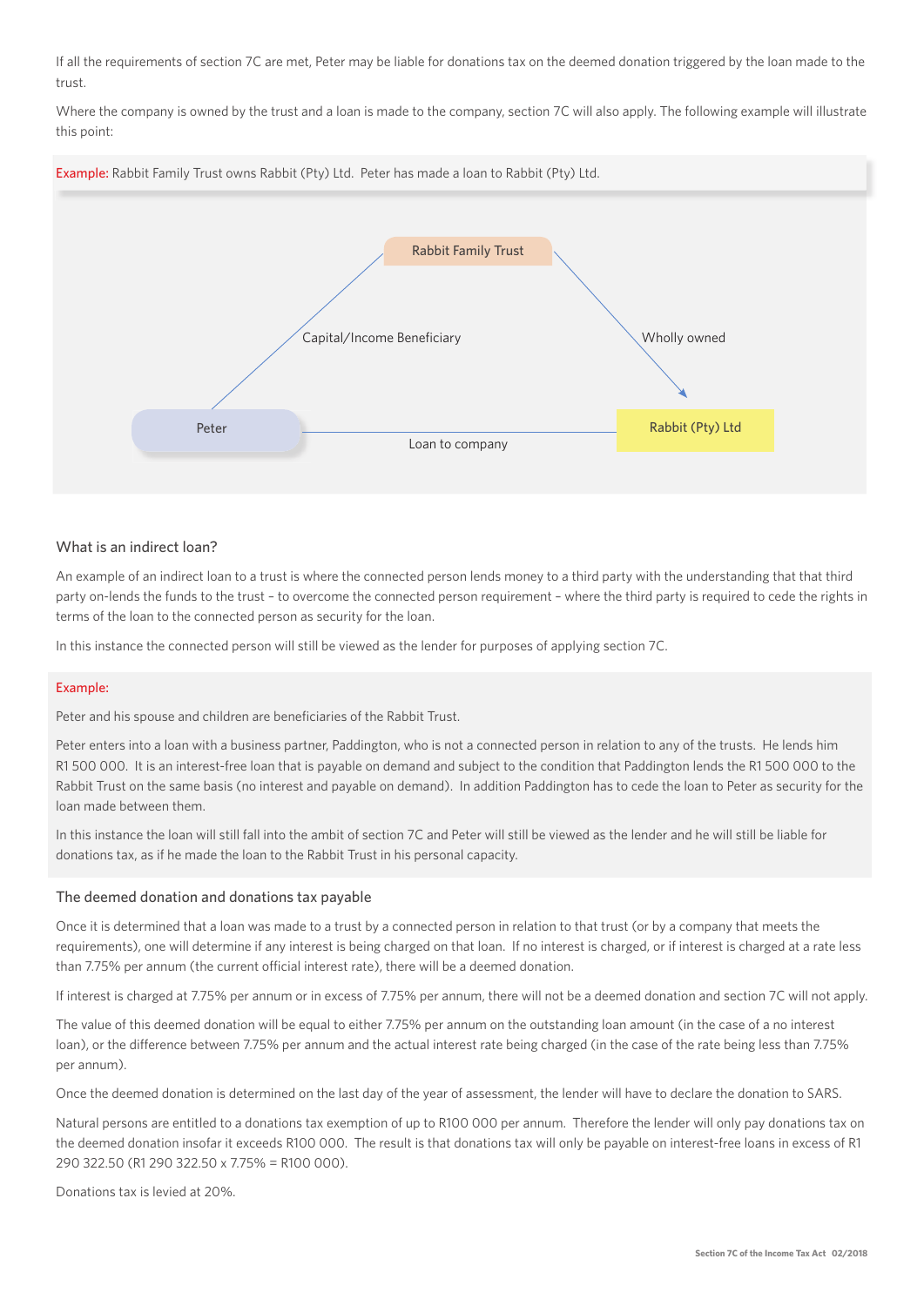If all the requirements of section 7C are met, Peter may be liable for donations tax on the deemed donation triggered by the loan made to the trust.

Where the company is owned by the trust and a loan is made to the company, section 7C will also apply. The following example will illustrate this point:

Example: Rabbit Family Trust owns Rabbit (Pty) Ltd. Peter has made a loan to Rabbit (Pty) Ltd.

Rabbit Family Trust

Capital/Income Beneficiary

Wholly owned

Peter

Loan to company

Rabbit (Pty) Ltd

### What is an indirect loan?

An example of an indirect loan to a trust is where the connected person lends money to a third party with the understanding that that third party on-lends the funds to the trust – to overcome the connected person requirement – where the third party is required to cede the rights in terms of the loan to the connected person as security for the loan.

In this instance the connected person will still be viewed as the lender for purposes of applying section 7C.

Example:

Peter and his spouse and children are beneficiaries of the Rabbit Trust.

Peter enters into a loan with a business partner, Paddington, who is not a connected person in relation to any of the trusts. He lends him R1 500 000. It is an interest-free loan that is payable on demand and subject to the condition that Paddington lends the R1 500 000 to the Rabbit Trust on the same basis (no interest and payable on demand). In addition Paddington has to cede the loan to Peter as security for the loan made between them.

In this instance the loan will still fall into the ambit of section 7C and Peter will still be viewed as the lender and he will still be liable for donations tax, as if he made the loan to the Rabbit Trust in his personal capacity.

### The deemed donation and donations tax payable

Once it is determined that a loan was made to a trust by a connected person in relation to that trust (or by a company that meets the requirements), one will determine if any interest is being charged on that loan. If no interest is charged, or if interest is charged at a rate less than 7.75% per annum (the current official interest rate), there will be a deemed donation.

If interest is charged at 7.75% per annum or in excess of 7.75% per annum, there will not be a deemed donation and section 7C will not apply.

The value of this deemed donation will be equal to either 7.75% per annum on the outstanding loan amount (in the case of a no interest loan), or the difference between 7.75% per annum and the actual interest rate being charged (in the case of the rate being less than 7.75% per annum).

Once the deemed donation is determined on the last day of the year of assessment, the lender will have to declare the donation to SARS.

Natural persons are entitled to a donations tax exemption of up to R100 000 per annum. Therefore the lender will only pay donations tax on the deemed donation insofar it exceeds R100 000. The result is that donations tax will only be payable on interest-free loans in excess of R1 290 322.50 (R1 290 322.50 x 7.75% = R100 000).

Donations tax is levied at 20%.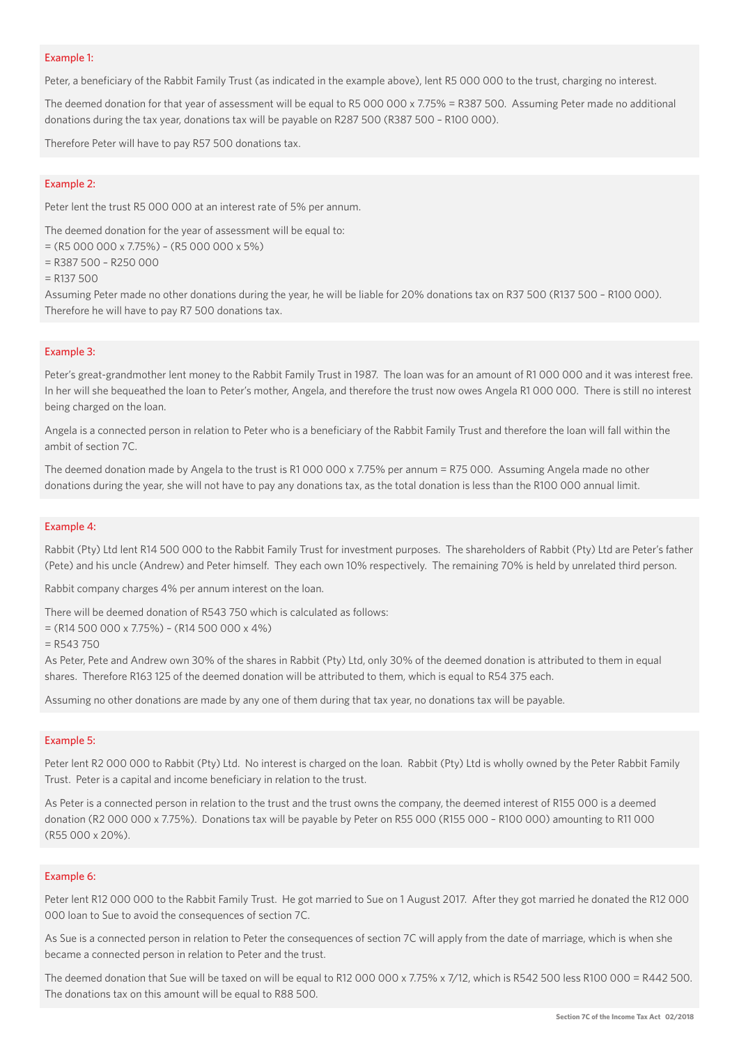### Example 1:

Peter, a beneficiary of the Rabbit Family Trust (as indicated in the example above), lent R5 000 000 to the trust, charging no interest.

The deemed donation for that year of assessment will be equal to R5 000 000 x 7.75% = R387 500. Assuming Peter made no additional donations during the tax year, donations tax will be payable on R287 500 (R387 500 – R100 000).

Therefore Peter will have to pay R57 500 donations tax.

### Example 2:

Peter lent the trust R5 000 000 at an interest rate of 5% per annum.

The deemed donation for the year of assessment will be equal to:

= (R5 000 000 x 7.75%) – (R5 000 000 x 5%)

= R387 500 – R250 000

= R137 500

Assuming Peter made no other donations during the year, he will be liable for 20% donations tax on R37 500 (R137 500 – R100 000). Therefore he will have to pay R7 500 donations tax.

### Example 3:

Peter's great-grandmother lent money to the Rabbit Family Trust in 1987. The loan was for an amount of R1 000 000 and it was interest free. In her will she bequeathed the loan to Peter's mother, Angela, and therefore the trust now owes Angela R1 000 000. There is still no interest being charged on the loan.

Angela is a connected person in relation to Peter who is a beneficiary of the Rabbit Family Trust and therefore the loan will fall within the ambit of section 7C.

The deemed donation made by Angela to the trust is R1 000 000 x 7.75% per annum = R75 000. Assuming Angela made no other donations during the year, she will not have to pay any donations tax, as the total donation is less than the R100 000 annual limit.

### Example 4:

Rabbit (Pty) Ltd lent R14 500 000 to the Rabbit Family Trust for investment purposes. The shareholders of Rabbit (Pty) Ltd are Peter's father (Pete) and his uncle (Andrew) and Peter himself. They each own 10% respectively. The remaining 70% is held by unrelated third person.

Rabbit company charges 4% per annum interest on the loan.

There will be deemed donation of R543 750 which is calculated as follows:

= (R14 500 000 x 7.75%) – (R14 500 000 x 4%)

= R543 750

As Peter, Pete and Andrew own 30% of the shares in Rabbit (Pty) Ltd, only 30% of the deemed donation is attributed to them in equal shares. Therefore R163 125 of the deemed donation will be attributed to them, which is equal to R54 375 each.

Assuming no other donations are made by any one of them during that tax year, no donations tax will be payable.

### Example 5:

Peter lent R2 000 000 to Rabbit (Pty) Ltd. No interest is charged on the loan. Rabbit (Pty) Ltd is wholly owned by the Peter Rabbit Family Trust. Peter is a capital and income beneficiary in relation to the trust.

As Peter is a connected person in relation to the trust and the trust owns the company, the deemed interest of R155 000 is a deemed donation (R2 000 000 x 7.75%). Donations tax will be payable by Peter on R55 000 (R155 000 – R100 000) amounting to R11 000 (R55 000 x 20%).

### Example 6:

Peter lent R12 000 000 to the Rabbit Family Trust. He got married to Sue on 1 August 2017. After they got married he donated the R12 000 000 loan to Sue to avoid the consequences of section 7C.

As Sue is a connected person in relation to Peter the consequences of section 7C will apply from the date of marriage, which is when she became a connected person in relation to Peter and the trust.

The deemed donation that Sue will be taxed on will be equal to R12 000 000 x 7.75% x 7/12, which is R542 500 less R100 000 = R442 500. The donations tax on this amount will be equal to R88 500.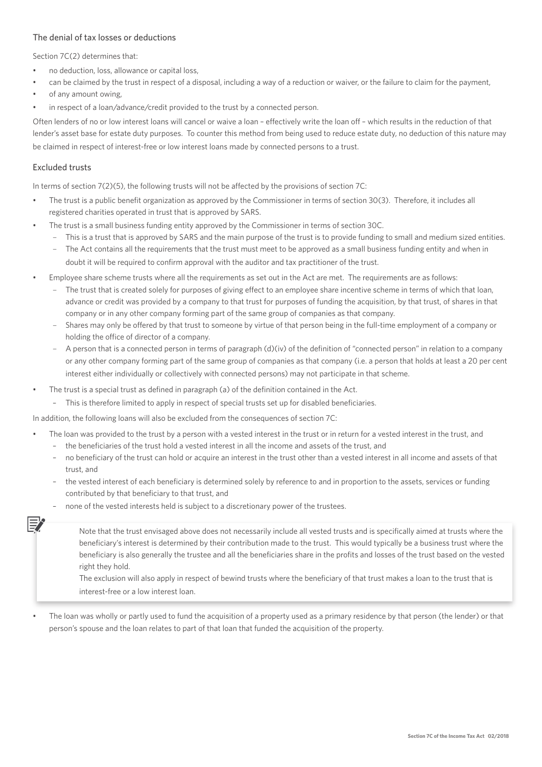### The denial of tax losses or deductions

Section 7C(2) determines that:

- no deduction, loss, allowance or capital loss,
- can be claimed by the trust in respect of a disposal, including a way of a reduction or waiver, or the failure to claim for the payment,
- of any amount owing,
- in respect of a loan/advance/credit provided to the trust by a connected person.

Often lenders of no or low interest loans will cancel or waive a loan – effectively write the loan off – which results in the reduction of that lender's asset base for estate duty purposes. To counter this method from being used to reduce estate duty, no deduction of this nature may be claimed in respect of interest-free or low interest loans made by connected persons to a trust.

### Excluded trusts

In terms of section 7(2)(5), the following trusts will not be affected by the provisions of section 7C:

- The trust is a public benefit organization as approved by the Commissioner in terms of section 30(3). Therefore, it includes all registered charities operated in trust that is approved by SARS.
- The trust is a small business funding entity approved by the Commissioner in terms of section 30C.
  - This is a trust that is approved by SARS and the main purpose of the trust is to provide funding to small and medium sized entities.
  - The Act contains all the requirements that the trust must meet to be approved as a small business funding entity and when in doubt it will be required to confirm approval with the auditor and tax practitioner of the trust.
- Employee share scheme trusts where all the requirements as set out in the Act are met. The requirements are as follows:
  - The trust that is created solely for purposes of giving effect to an employee share incentive scheme in terms of which that loan, advance or credit was provided by a company to that trust for purposes of funding the acquisition, by that trust, of shares in that company or in any other company forming part of the same group of companies as that company.
  - Shares may only be offered by that trust to someone by virtue of that person being in the full-time employment of a company or holding the office of director of a company.
  - A person that is a connected person in terms of paragraph (d)(iv) of the definition of "connected person" in relation to a company or any other company forming part of the same group of companies as that company (i.e. a person that holds at least a 20 per cent interest either individually or collectively with connected persons) may not participate in that scheme.
- The trust is a special trust as defined in paragraph (a) of the definition contained in the Act.
  - This is therefore limited to apply in respect of special trusts set up for disabled beneficiaries.

In addition, the following loans will also be excluded from the consequences of section 7C:

- The loan was provided to the trust by a person with a vested interest in the trust or in return for a vested interest in the trust, and
  - the beneficiaries of the trust hold a vested interest in all the income and assets of the trust, and
  - no beneficiary of the trust can hold or acquire an interest in the trust other than a vested interest in all income and assets of that trust, and
  - the vested interest of each beneficiary is determined solely by reference to and in proportion to the assets, services or funding contributed by that beneficiary to that trust, and
  - none of the vested interests held is subject to a discretionary power of the trustees.

> Note that the trust envisaged above does not necessarily include all vested trusts and is specifically aimed at trusts where the beneficiary's interest is determined by their contribution made to the trust. This would typically be a business trust where the beneficiary is also generally the trustee and all the beneficiaries share in the profits and losses of the trust based on the vested right they hold.
>
> The exclusion will also apply in respect of bewind trusts where the beneficiary of that trust makes a loan to the trust that is interest-free or a low interest loan.

- The loan was wholly or partly used to fund the acquisition of a property used as a primary residence by that person (the lender) or that person's spouse and the loan relates to part of that loan that funded the acquisition of the property.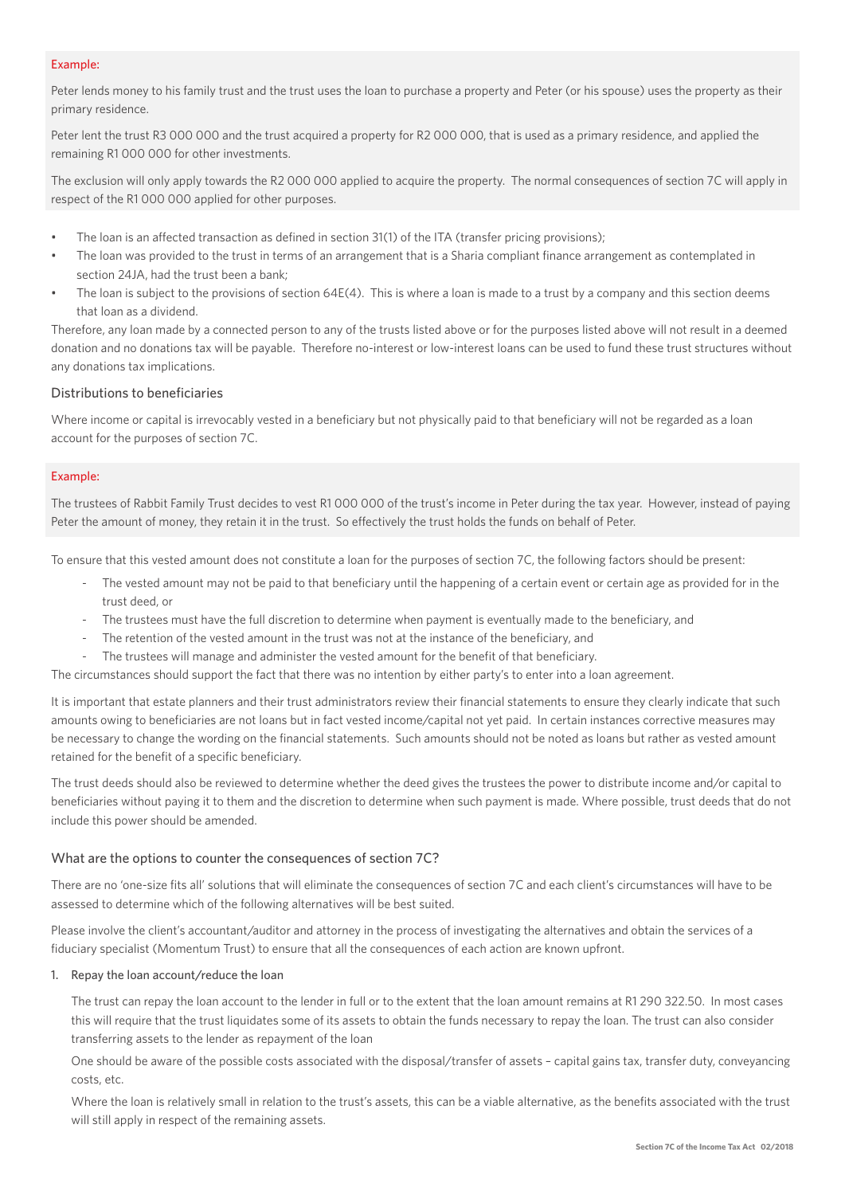Example:

Peter lends money to his family trust and the trust uses the loan to purchase a property and Peter (or his spouse) uses the property as their primary residence.

Peter lent the trust R3 000 000 and the trust acquired a property for R2 000 000, that is used as a primary residence, and applied the remaining R1 000 000 for other investments.

The exclusion will only apply towards the R2 000 000 applied to acquire the property. The normal consequences of section 7C will apply in respect of the R1 000 000 applied for other purposes.

- The loan is an affected transaction as defined in section 31(1) of the ITA (transfer pricing provisions);
- The loan was provided to the trust in terms of an arrangement that is a Sharia compliant finance arrangement as contemplated in section 24JA, had the trust been a bank;
- The loan is subject to the provisions of section 64E(4). This is where a loan is made to a trust by a company and this section deems that loan as a dividend.

Therefore, any loan made by a connected person to any of the trusts listed above or for the purposes listed above will not result in a deemed donation and no donations tax will be payable. Therefore no-interest or low-interest loans can be used to fund these trust structures without any donations tax implications.

## Distributions to beneficiaries

Where income or capital is irrevocably vested in a beneficiary but not physically paid to that beneficiary will not be regarded as a loan account for the purposes of section 7C.

Example:

The trustees of Rabbit Family Trust decides to vest R1 000 000 of the trust's income in Peter during the tax year. However, instead of paying Peter the amount of money, they retain it in the trust. So effectively the trust holds the funds on behalf of Peter.

To ensure that this vested amount does not constitute a loan for the purposes of section 7C, the following factors should be present:

- The vested amount may not be paid to that beneficiary until the happening of a certain event or certain age as provided for in the trust deed, or
- The trustees must have the full discretion to determine when payment is eventually made to the beneficiary, and
- The retention of the vested amount in the trust was not at the instance of the beneficiary, and
- The trustees will manage and administer the vested amount for the benefit of that beneficiary.

The circumstances should support the fact that there was no intention by either party's to enter into a loan agreement.

It is important that estate planners and their trust administrators review their financial statements to ensure they clearly indicate that such amounts owing to beneficiaries are not loans but in fact vested income/capital not yet paid. In certain instances corrective measures may be necessary to change the wording on the financial statements. Such amounts should not be noted as loans but rather as vested amount retained for the benefit of a specific beneficiary.

The trust deeds should also be reviewed to determine whether the deed gives the trustees the power to distribute income and/or capital to beneficiaries without paying it to them and the discretion to determine when such payment is made. Where possible, trust deeds that do not include this power should be amended.

## What are the options to counter the consequences of section 7C?

There are no 'one-size fits all' solutions that will eliminate the consequences of section 7C and each client's circumstances will have to be assessed to determine which of the following alternatives will be best suited.

Please involve the client's accountant/auditor and attorney in the process of investigating the alternatives and obtain the services of a fiduciary specialist (Momentum Trust) to ensure that all the consequences of each action are known upfront.

1. Repay the loan account/reduce the loan

   The trust can repay the loan account to the lender in full or to the extent that the loan amount remains at R1 290 322.50. In most cases this will require that the trust liquidates some of its assets to obtain the funds necessary to repay the loan. The trust can also consider transferring assets to the lender as repayment of the loan

   One should be aware of the possible costs associated with the disposal/transfer of assets – capital gains tax, transfer duty, conveyancing costs, etc.

   Where the loan is relatively small in relation to the trust's assets, this can be a viable alternative, as the benefits associated with the trust will still apply in respect of the remaining assets.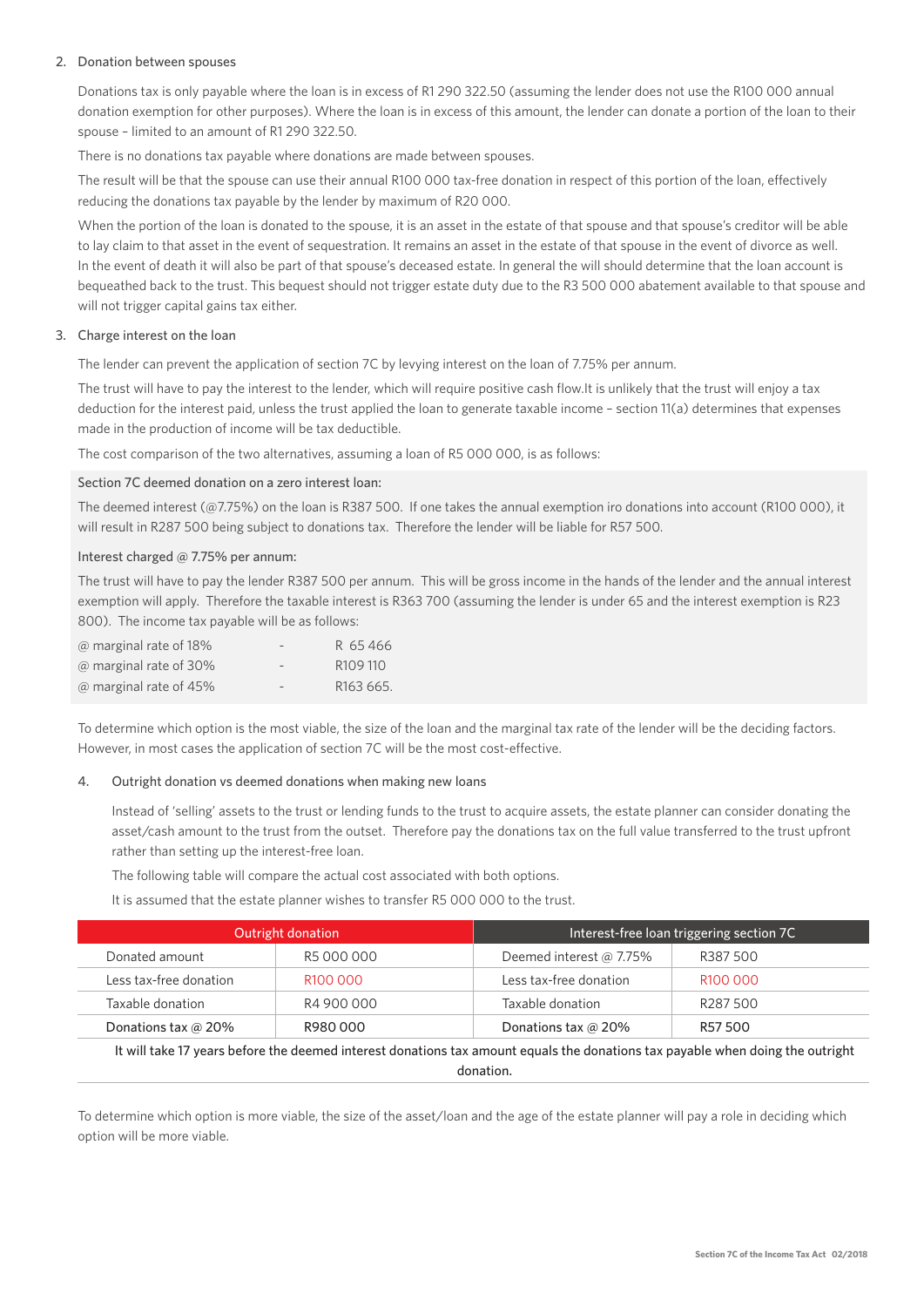2. Donation between spouses

   Donations tax is only payable where the loan is in excess of R1 290 322.50 (assuming the lender does not use the R100 000 annual donation exemption for other purposes). Where the loan is in excess of this amount, the lender can donate a portion of the loan to their spouse – limited to an amount of R1 290 322.50.

   There is no donations tax payable where donations are made between spouses.

   The result will be that the spouse can use their annual R100 000 tax-free donation in respect of this portion of the loan, effectively reducing the donations tax payable by the lender by maximum of R20 000.

   When the portion of the loan is donated to the spouse, it is an asset in the estate of that spouse and that spouse's creditor will be able to lay claim to that asset in the event of sequestration. It remains an asset in the estate of that spouse in the event of divorce as well. In the event of death it will also be part of that spouse's deceased estate. In general the will should determine that the loan account is bequeathed back to the trust. This bequest should not trigger estate duty due to the R3 500 000 abatement available to that spouse and will not trigger capital gains tax either.

3. Charge interest on the loan

   The lender can prevent the application of section 7C by levying interest on the loan of 7.75% per annum.

   The trust will have to pay the interest to the lender, which will require positive cash flow.It is unlikely that the trust will enjoy a tax deduction for the interest paid, unless the trust applied the loan to generate taxable income – section 11(a) determines that expenses made in the production of income will be tax deductible.

   The cost comparison of the two alternatives, assuming a loan of R5 000 000, is as follows:

   Section 7C deemed donation on a zero interest loan:

   The deemed interest (@7.75%) on the loan is R387 500. If one takes the annual exemption iro donations into account (R100 000), it will result in R287 500 being subject to donations tax. Therefore the lender will be liable for R57 500.

   Interest charged @ 7.75% per annum:

   The trust will have to pay the lender R387 500 per annum. This will be gross income in the hands of the lender and the annual interest exemption will apply. Therefore the taxable interest is R363 700 (assuming the lender is under 65 and the interest exemption is R23 800). The income tax payable will be as follows:

   | | | |
   |---|---|---|
   | @ marginal rate of 18% | - | R 65 466 |
   | @ marginal rate of 30% | - | R109 110 |
   | @ marginal rate of 45% | - | R163 665. |

   To determine which option is the most viable, the size of the loan and the marginal tax rate of the lender will be the deciding factors. However, in most cases the application of section 7C will be the most cost-effective.

4. Outright donation vs deemed donations when making new loans

   Instead of 'selling' assets to the trust or lending funds to the trust to acquire assets, the estate planner can consider donating the asset/cash amount to the trust from the outset. Therefore pay the donations tax on the full value transferred to the trust upfront rather than setting up the interest-free loan.

   The following table will compare the actual cost associated with both options.

   It is assumed that the estate planner wishes to transfer R5 000 000 to the trust.

| Outright donation | | Interest-free loan triggering section 7C | |
|---|---|---|---|
| Donated amount | R5 000 000 | Deemed interest @ 7.75% | R387 500 |
| Less tax-free donation | R100 000 | Less tax-free donation | R100 000 |
| Taxable donation | R4 900 000 | Taxable donation | R287 500 |
| Donations tax @ 20% | R980 000 | Donations tax @ 20% | R57 500 |

It will take 17 years before the deemed interest donations tax amount equals the donations tax payable when doing the outright donation.

To determine which option is more viable, the size of the asset/loan and the age of the estate planner will pay a role in deciding which option will be more viable.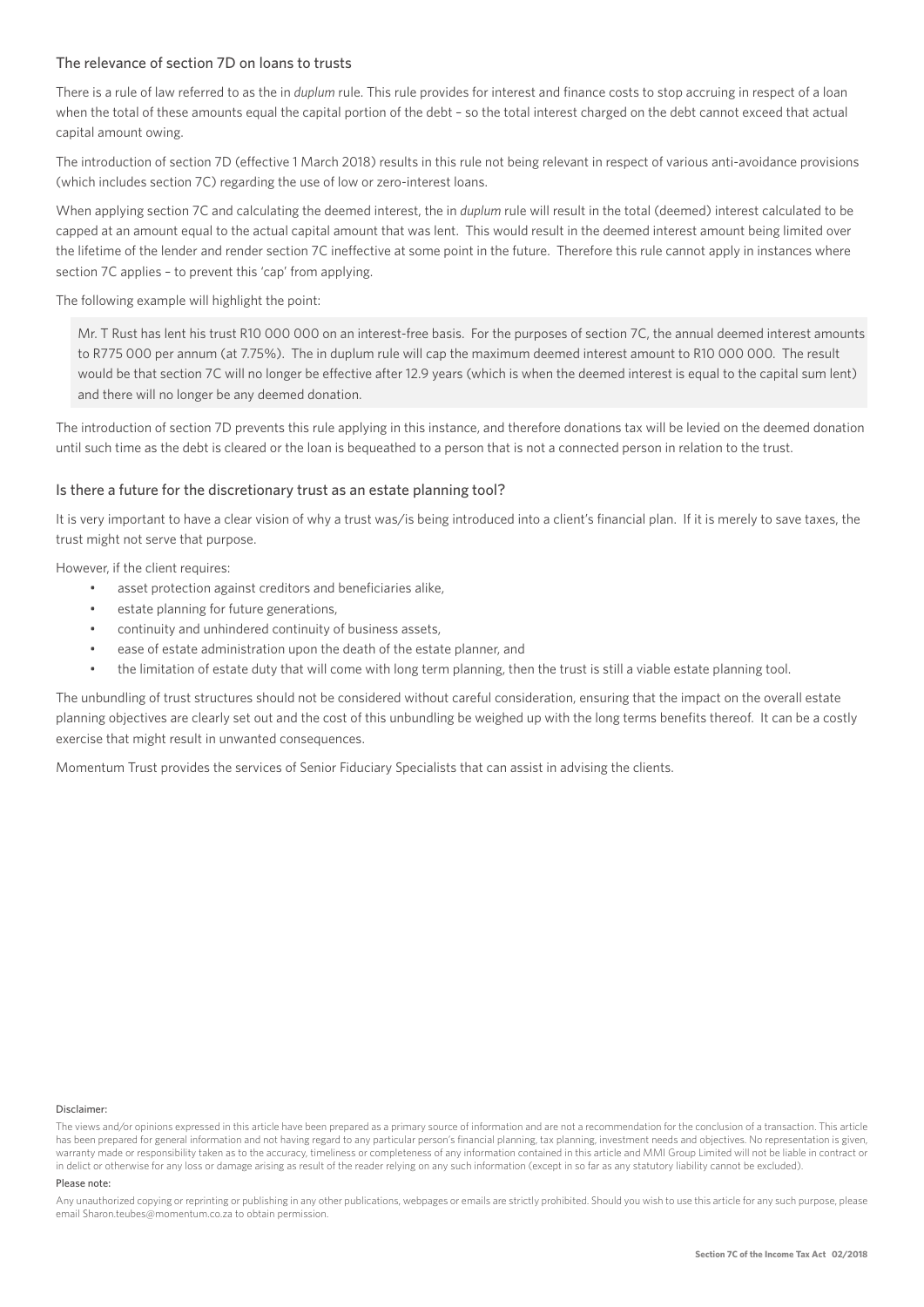## The relevance of section 7D on loans to trusts

There is a rule of law referred to as the in *duplum* rule. This rule provides for interest and finance costs to stop accruing in respect of a loan when the total of these amounts equal the capital portion of the debt – so the total interest charged on the debt cannot exceed that actual capital amount owing.

The introduction of section 7D (effective 1 March 2018) results in this rule not being relevant in respect of various anti-avoidance provisions (which includes section 7C) regarding the use of low or zero-interest loans.

When applying section 7C and calculating the deemed interest, the in *duplum* rule will result in the total (deemed) interest calculated to be capped at an amount equal to the actual capital amount that was lent. This would result in the deemed interest amount being limited over the lifetime of the lender and render section 7C ineffective at some point in the future. Therefore this rule cannot apply in instances where section 7C applies – to prevent this 'cap' from applying.

The following example will highlight the point:

> Mr. T Rust has lent his trust R10 000 000 on an interest-free basis. For the purposes of section 7C, the annual deemed interest amounts to R775 000 per annum (at 7.75%). The in duplum rule will cap the maximum deemed interest amount to R10 000 000. The result would be that section 7C will no longer be effective after 12.9 years (which is when the deemed interest is equal to the capital sum lent) and there will no longer be any deemed donation.

The introduction of section 7D prevents this rule applying in this instance, and therefore donations tax will be levied on the deemed donation until such time as the debt is cleared or the loan is bequeathed to a person that is not a connected person in relation to the trust.

## Is there a future for the discretionary trust as an estate planning tool?

It is very important to have a clear vision of why a trust was/is being introduced into a client's financial plan. If it is merely to save taxes, the trust might not serve that purpose.

However, if the client requires:

- asset protection against creditors and beneficiaries alike,
- estate planning for future generations,
- continuity and unhindered continuity of business assets,
- ease of estate administration upon the death of the estate planner, and
- the limitation of estate duty that will come with long term planning, then the trust is still a viable estate planning tool.

The unbundling of trust structures should not be considered without careful consideration, ensuring that the impact on the overall estate planning objectives are clearly set out and the cost of this unbundling be weighed up with the long terms benefits thereof. It can be a costly exercise that might result in unwanted consequences.

Momentum Trust provides the services of Senior Fiduciary Specialists that can assist in advising the clients.

Disclaimer:

The views and/or opinions expressed in this article have been prepared as a primary source of information and are not a recommendation for the conclusion of a transaction. This article has been prepared for general information and not having regard to any particular person's financial planning, tax planning, investment needs and objectives. No representation is given, warranty made or responsibility taken as to the accuracy, timeliness or completeness of any information contained in this article and MMI Group Limited will not be liable in contract or in delict or otherwise for any loss or damage arising as result of the reader relying on any such information (except in so far as any statutory liability cannot be excluded).

Please note:

Any unauthorized copying or reprinting or publishing in any other publications, webpages or emails are strictly prohibited. Should you wish to use this article for any such purpose, please email Sharon.teubes@momentum.co.za to obtain permission.